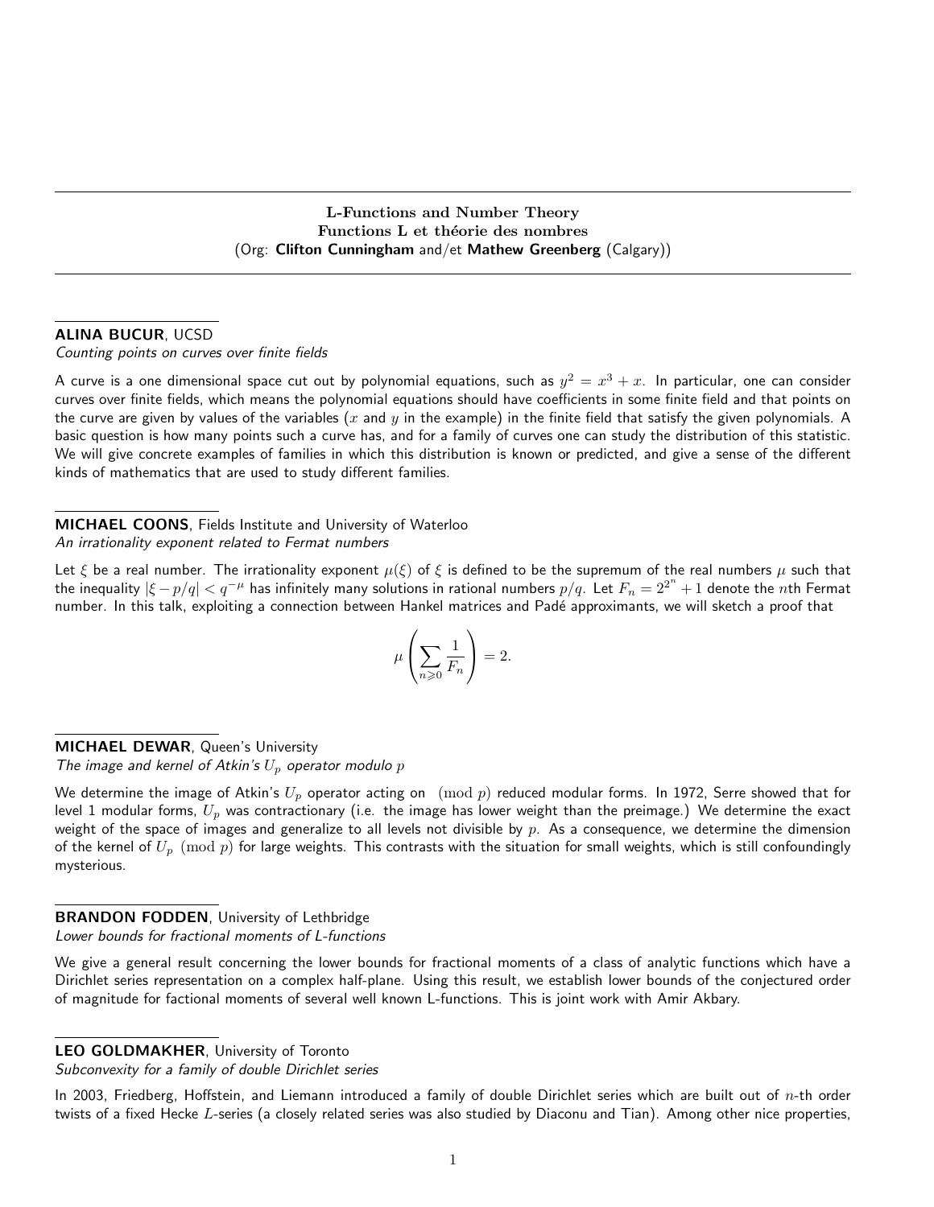## L-Functions and Number Theory
## Functions L et théorie des nombres
(Org: **Clifton Cunningham** and/et **Mathew Greenberg** (Calgary))

---

**ALINA BUCUR**, UCSD
*Counting points on curves over finite fields*

A curve is a one dimensional space cut out by polynomial equations, such as $y^2 = x^3 + x$. In particular, one can consider curves over finite fields, which means the polynomial equations should have coefficients in some finite field and that points on the curve are given by values of the variables ($x$ and $y$ in the example) in the finite field that satisfy the given polynomials. A basic question is how many points such a curve has, and for a family of curves one can study the distribution of this statistic. We will give concrete examples of families in which this distribution is known or predicted, and give a sense of the different kinds of mathematics that are used to study different families.

**MICHAEL COONS**, Fields Institute and University of Waterloo
*An irrationality exponent related to Fermat numbers*

Let $\xi$ be a real number. The irrationality exponent $\mu(\xi)$ of $\xi$ is defined to be the supremum of the real numbers $\mu$ such that the inequality $|\xi - p/q| < q^{-\mu}$ has infinitely many solutions in rational numbers $p/q$. Let $F_n = 2^{2^n} + 1$ denote the $n$th Fermat number. In this talk, exploiting a connection between Hankel matrices and Padé approximants, we will sketch a proof that

$$\mu\left(\sum_{n \geqslant 0} \frac{1}{F_n}\right) = 2.$$

**MICHAEL DEWAR**, Queen's University
*The image and kernel of Atkin's $U_p$ operator modulo $p$*

We determine the image of Atkin's $U_p$ operator acting on $\pmod p$ reduced modular forms. In 1972, Serre showed that for level 1 modular forms, $U_p$ was contractionary (i.e. the image has lower weight than the preimage.) We determine the exact weight of the space of images and generalize to all levels not divisible by $p$. As a consequence, we determine the dimension of the kernel of $U_p \pmod p$ for large weights. This contrasts with the situation for small weights, which is still confoundingly mysterious.

**BRANDON FODDEN**, University of Lethbridge
*Lower bounds for fractional moments of L-functions*

We give a general result concerning the lower bounds for fractional moments of a class of analytic functions which have a Dirichlet series representation on a complex half-plane. Using this result, we establish lower bounds of the conjectured order of magnitude for factional moments of several well known L-functions. This is joint work with Amir Akbary.

**LEO GOLDMAKHER**, University of Toronto
*Subconvexity for a family of double Dirichlet series*

In 2003, Friedberg, Hoffstein, and Liemann introduced a family of double Dirichlet series which are built out of $n$-th order twists of a fixed Hecke $L$-series (a closely related series was also studied by Diaconu and Tian). Among other nice properties,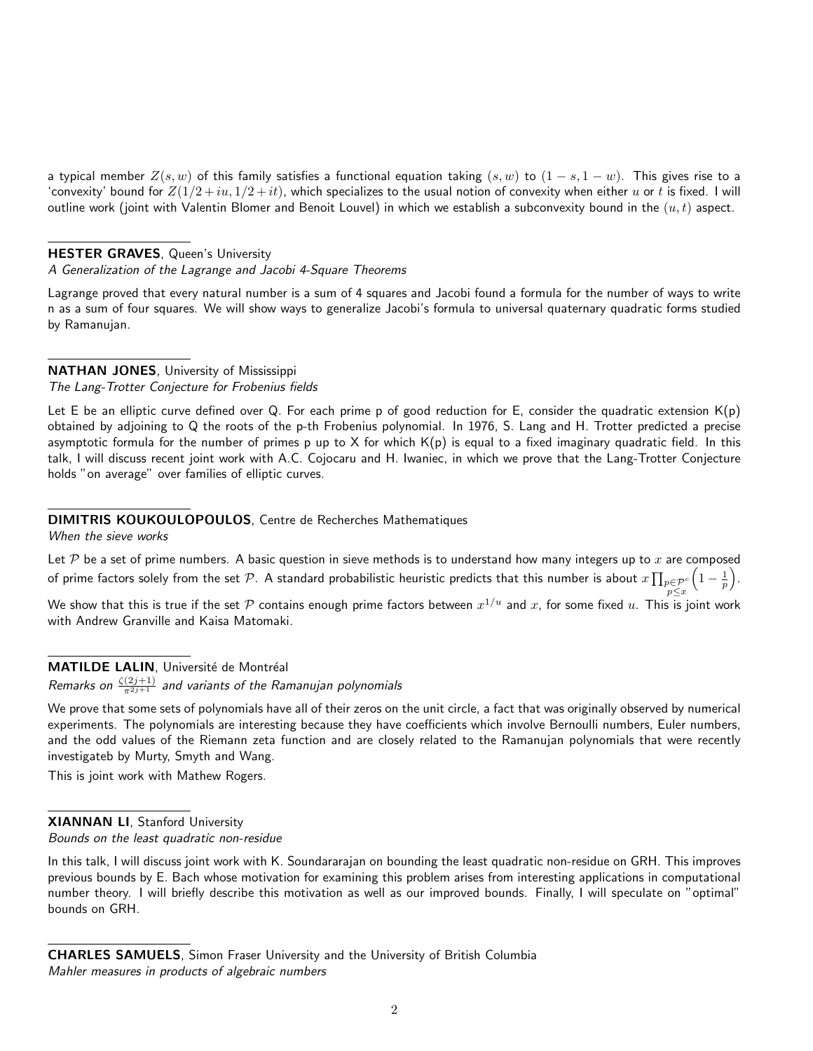a typical member $Z(s, w)$ of this family satisfies a functional equation taking $(s, w)$ to $(1 - s, 1 - w)$. This gives rise to a 'convexity' bound for $Z(1/2 + iu, 1/2 + it)$, which specializes to the usual notion of convexity when either $u$ or $t$ is fixed. I will outline work (joint with Valentin Blomer and Benoit Louvel) in which we establish a subconvexity bound in the $(u, t)$ aspect.

**HESTER GRAVES**, Queen's University
*A Generalization of the Lagrange and Jacobi 4-Square Theorems*

Lagrange proved that every natural number is a sum of 4 squares and Jacobi found a formula for the number of ways to write n as a sum of four squares. We will show ways to generalize Jacobi's formula to universal quaternary quadratic forms studied by Ramanujan.

**NATHAN JONES**, University of Mississippi
*The Lang-Trotter Conjecture for Frobenius fields*

Let E be an elliptic curve defined over Q. For each prime p of good reduction for E, consider the quadratic extension K(p) obtained by adjoining to Q the roots of the p-th Frobenius polynomial. In 1976, S. Lang and H. Trotter predicted a precise asymptotic formula for the number of primes p up to X for which K(p) is equal to a fixed imaginary quadratic field. In this talk, I will discuss recent joint work with A.C. Cojocaru and H. Iwaniec, in which we prove that the Lang-Trotter Conjecture holds "on average" over families of elliptic curves.

**DIMITRIS KOUKOULOPOULOS**, Centre de Recherches Mathematiques
*When the sieve works*

Let $\mathcal{P}$ be a set of prime numbers. A basic question in sieve methods is to understand how many integers up to $x$ are composed of prime factors solely from the set $\mathcal{P}$. A standard probabilistic heuristic predicts that this number is about $x \prod_{\substack{p \in \mathcal{P}^c \\ p \le x}} \left(1 - \frac{1}{p}\right)$.

We show that this is true if the set $\mathcal{P}$ contains enough prime factors between $x^{1/u}$ and $x$, for some fixed $u$. This is joint work with Andrew Granville and Kaisa Matomaki.

**MATILDE LALIN**, Université de Montréal
*Remarks on $\frac{\zeta(2j+1)}{\pi^{2j+1}}$ and variants of the Ramanujan polynomials*

We prove that some sets of polynomials have all of their zeros on the unit circle, a fact that was originally observed by numerical experiments. The polynomials are interesting because they have coefficients which involve Bernoulli numbers, Euler numbers, and the odd values of the Riemann zeta function and are closely related to the Ramanujan polynomials that were recently investigateb by Murty, Smyth and Wang.

This is joint work with Mathew Rogers.

**XIANNAN LI**, Stanford University
*Bounds on the least quadratic non-residue*

In this talk, I will discuss joint work with K. Soundararajan on bounding the least quadratic non-residue on GRH. This improves previous bounds by E. Bach whose motivation for examining this problem arises from interesting applications in computational number theory. I will briefly describe this motivation as well as our improved bounds. Finally, I will speculate on "optimal" bounds on GRH.

**CHARLES SAMUELS**, Simon Fraser University and the University of British Columbia
*Mahler measures in products of algebraic numbers*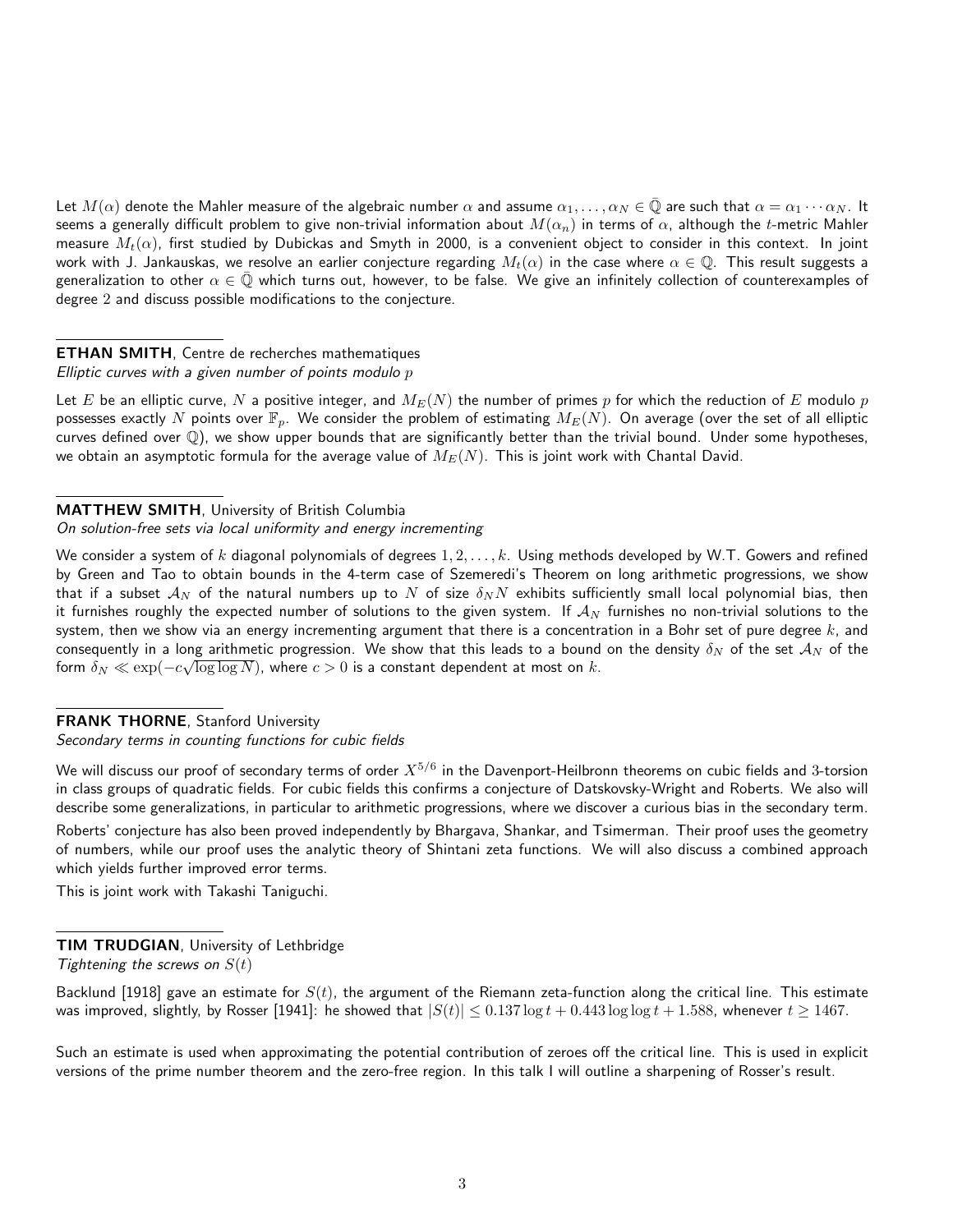Let $M(\alpha)$ denote the Mahler measure of the algebraic number $\alpha$ and assume $\alpha_1, \ldots, \alpha_N \in \bar{\mathbb{Q}}$ are such that $\alpha = \alpha_1 \cdots \alpha_N$. It seems a generally difficult problem to give non-trivial information about $M(\alpha_n)$ in terms of $\alpha$, although the $t$-metric Mahler measure $M_t(\alpha)$, first studied by Dubickas and Smyth in 2000, is a convenient object to consider in this context. In joint work with J. Jankauskas, we resolve an earlier conjecture regarding $M_t(\alpha)$ in the case where $\alpha \in \mathbb{Q}$. This result suggests a generalization to other $\alpha \in \bar{\mathbb{Q}}$ which turns out, however, to be false. We give an infinitely collection of counterexamples of degree 2 and discuss possible modifications to the conjecture.

---

**ETHAN SMITH**, Centre de recherches mathematiques
*Elliptic curves with a given number of points modulo $p$*

Let $E$ be an elliptic curve, $N$ a positive integer, and $M_E(N)$ the number of primes $p$ for which the reduction of $E$ modulo $p$ possesses exactly $N$ points over $\mathbb{F}_p$. We consider the problem of estimating $M_E(N)$. On average (over the set of all elliptic curves defined over $\mathbb{Q}$), we show upper bounds that are significantly better than the trivial bound. Under some hypotheses, we obtain an asymptotic formula for the average value of $M_E(N)$. This is joint work with Chantal David.

---

**MATTHEW SMITH**, University of British Columbia
*On solution-free sets via local uniformity and energy incrementing*

We consider a system of $k$ diagonal polynomials of degrees $1, 2, \ldots, k$. Using methods developed by W.T. Gowers and refined by Green and Tao to obtain bounds in the 4-term case of Szemeredi's Theorem on long arithmetic progressions, we show that if a subset $\mathcal{A}_N$ of the natural numbers up to $N$ of size $\delta_N N$ exhibits sufficiently small local polynomial bias, then it furnishes roughly the expected number of solutions to the given system. If $\mathcal{A}_N$ furnishes no non-trivial solutions to the system, then we show via an energy incrementing argument that there is a concentration in a Bohr set of pure degree $k$, and consequently in a long arithmetic progression. We show that this leads to a bound on the density $\delta_N$ of the set $\mathcal{A}_N$ of the form $\delta_N \ll \exp(-c\sqrt{\log \log N})$, where $c > 0$ is a constant dependent at most on $k$.

---

**FRANK THORNE**, Stanford University
*Secondary terms in counting functions for cubic fields*

We will discuss our proof of secondary terms of order $X^{5/6}$ in the Davenport-Heilbronn theorems on cubic fields and 3-torsion in class groups of quadratic fields. For cubic fields this confirms a conjecture of Datskovsky-Wright and Roberts. We also will describe some generalizations, in particular to arithmetic progressions, where we discover a curious bias in the secondary term.

Roberts' conjecture has also been proved independently by Bhargava, Shankar, and Tsimerman. Their proof uses the geometry of numbers, while our proof uses the analytic theory of Shintani zeta functions. We will also discuss a combined approach which yields further improved error terms.

This is joint work with Takashi Taniguchi.

---

**TIM TRUDGIAN**, University of Lethbridge
*Tightening the screws on $S(t)$*

Backlund [1918] gave an estimate for $S(t)$, the argument of the Riemann zeta-function along the critical line. This estimate was improved, slightly, by Rosser [1941]: he showed that $|S(t)| \le 0.137 \log t + 0.443 \log \log t + 1.588$, whenever $t \ge 1467$.

Such an estimate is used when approximating the potential contribution of zeroes off the critical line. This is used in explicit versions of the prime number theorem and the zero-free region. In this talk I will outline a sharpening of Rosser's result.